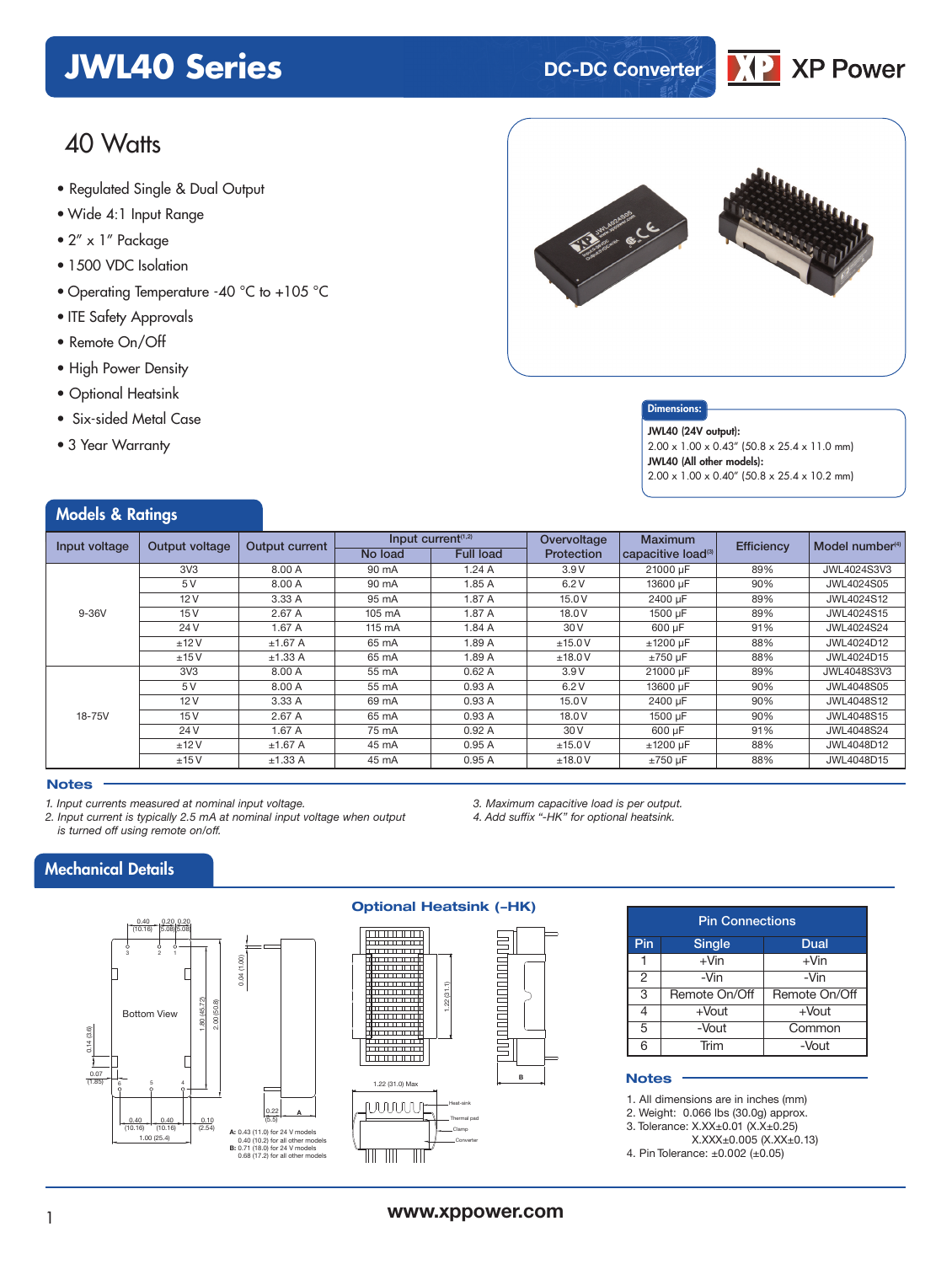# JWL40 Series

DC-DC Converter

XP Power

## 40 Watts

- Regulated Single & Dual Output
- Wide 4:1 Input Range
- 2" x 1" Package
- 1500 VDC Isolation
- Operating Temperature -40 °C to +105 °C
- ITE Safety Approvals
- Remote On/Off
- High Power Density
- Optional Heatsink
- Six-sided Metal Case
- 3 Year Warranty

**Dimensions:**

**JWL40 (24V output):**
2.00 x 1.00 x 0.43" (50.8 x 25.4 x 11.0 mm)
**JWL40 (All other models):**
2.00 x 1.00 x 0.40" (50.8 x 25.4 x 10.2 mm)

## Models & Ratings

| Input voltage | Output voltage | Output current | Input current[1,2] | | Overvoltage Protection | Maximum capacitive load[3] | Efficiency | Model number[4] |
|---|---|---|---|---|---|---|---|---|
| | | | No load | Full load | | | | |
| 9-36V | 3V3 | 8.00 A | 90 mA | 1.24 A | 3.9 V | 21000 µF | 89% | JWL4024S3V3 |
| | 5 V | 8.00 A | 90 mA | 1.85 A | 6.2 V | 13600 µF | 90% | JWL4024S05 |
| | 12 V | 3.33 A | 95 mA | 1.87 A | 15.0 V | 2400 µF | 89% | JWL4024S12 |
| | 15 V | 2.67 A | 105 mA | 1.87 A | 18.0 V | 1500 µF | 89% | JWL4024S15 |
| | 24 V | 1.67 A | 115 mA | 1.84 A | 30 V | 600 µF | 91% | JWL4024S24 |
| | ±12 V | ±1.67 A | 65 mA | 1.89 A | ±15.0 V | ±1200 µF | 88% | JWL4024D12 |
| | ±15 V | ±1.33 A | 65 mA | 1.89 A | ±18.0 V | ±750 µF | 88% | JWL4024D15 |
| 18-75V | 3V3 | 8.00 A | 55 mA | 0.62 A | 3.9 V | 21000 µF | 89% | JWL4048S3V3 |
| | 5 V | 8.00 A | 55 mA | 0.93 A | 6.2 V | 13600 µF | 90% | JWL4048S05 |
| | 12 V | 3.33 A | 69 mA | 0.93 A | 15.0 V | 2400 µF | 90% | JWL4048S12 |
| | 15 V | 2.67 A | 65 mA | 0.93 A | 18.0 V | 1500 µF | 90% | JWL4048S15 |
| | 24 V | 1.67 A | 75 mA | 0.92 A | 30 V | 600 µF | 91% | JWL4048S24 |
| | ±12 V | ±1.67 A | 45 mA | 0.95 A | ±15.0 V | ±1200 µF | 88% | JWL4048D12 |
| | ±15 V | ±1.33 A | 45 mA | 0.95 A | ±18.0 V | ±750 µF | 88% | JWL4048D15 |

### Notes

*1. Input currents measured at nominal input voltage.*
*2. Input current is typically 2.5 mA at nominal input voltage when output is turned off using remote on/off.*
*3. Maximum capacitive load is per output.*
*4. Add suffix "-HK" for optional heatsink.*

## Mechanical Details

Bottom View

A: 0.43 (11.0) for 24 V models
0.40 (10.2) for all other models
B: 0.71 (18.0) for 24 V models
0.68 (17.2) for all other models

### Optional Heatsink (-HK)

1.22 (31.0) Max

Heat-sink, Thermal pad, Clamp, Converter

| Pin | Single | Dual |
|---|---|---|
| 1 | +Vin | +Vin |
| 2 | -Vin | -Vin |
| 3 | Remote On/Off | Remote On/Off |
| 4 | +Vout | +Vout |
| 5 | -Vout | Common |
| 6 | Trim | -Vout |

### Notes

1. All dimensions are in inches (mm)
2. Weight: 0.066 lbs (30.0g) approx.
3. Tolerance: X.XX±0.01 (X.X±0.25)
X.XXX±0.005 (X.XX±0.13)
4. Pin Tolerance: ±0.002 (±0.05)

www.xppower.com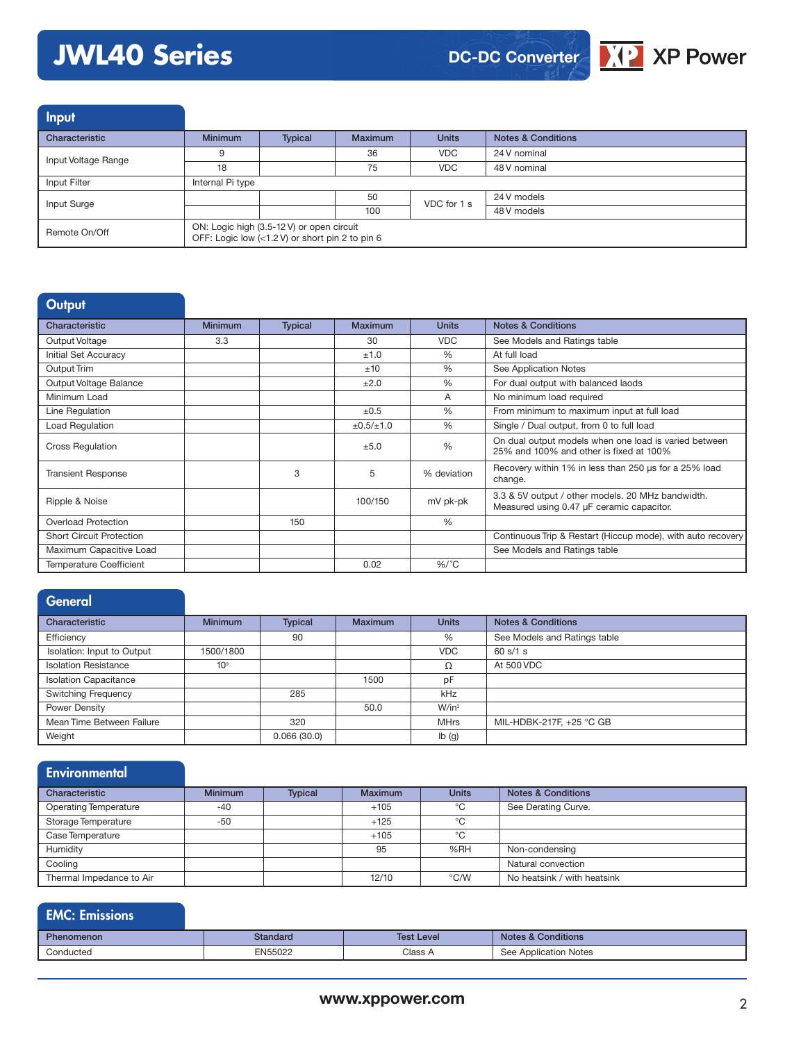# JWL40 Series

DC-DC Converter

## Input

| Characteristic | Minimum | Typical | Maximum | Units | Notes & Conditions |
|---|---|---|---|---|---|
| Input Voltage Range | 9 | | 36 | VDC | 24 V nominal |
| | 18 | | 75 | VDC | 48 V nominal |
| Input Filter | Internal Pi type | | | | |
| Input Surge | | | 50 | VDC for 1 s | 24 V models |
| | | | 100 | | 48 V models |
| Remote On/Off | ON: Logic high (3.5-12 V) or open circuit<br>OFF: Logic low (<1.2 V) or short pin 2 to pin 6 | | | | |

## Output

| Characteristic | Minimum | Typical | Maximum | Units | Notes & Conditions |
|---|---|---|---|---|---|
| Output Voltage | 3.3 | | 30 | VDC | See Models and Ratings table |
| Initial Set Accuracy | | | ±1.0 | % | At full load |
| Output Trim | | | ±10 | % | See Application Notes |
| Output Voltage Balance | | | ±2.0 | % | For dual output with balanced laods |
| Minimum Load | | | | A | No minimum load required |
| Line Regulation | | | ±0.5 | % | From minimum to maximum input at full load |
| Load Regulation | | | ±0.5/±1.0 | % | Single / Dual output, from 0 to full load |
| Cross Regulation | | | ±5.0 | % | On dual output models when one load is varied between 25% and 100% and other is fixed at 100% |
| Transient Response | | 3 | 5 | % deviation | Recovery within 1% in less than 250 µs for a 25% load change. |
| Ripple & Noise | | | 100/150 | mV pk-pk | 3.3 & 5V output / other models. 20 MHz bandwidth. Measured using 0.47 µF ceramic capacitor. |
| Overload Protection | | 150 | | % | |
| Short Circuit Protection | | | | | Continuous Trip & Restart (Hiccup mode), with auto recovery |
| Maximum Capacitive Load | | | | | See Models and Ratings table |
| Temperature Coefficient | | | 0.02 | %/˚C | |

## General

| Characteristic | Minimum | Typical | Maximum | Units | Notes & Conditions |
|---|---|---|---|---|---|
| Efficiency | | 90 | | % | See Models and Ratings table |
| Isolation: Input to Output | 1500/1800 | | | VDC | 60 s/1 s |
| Isolation Resistance | $10^9$ | | | Ω | At 500 VDC |
| Isolation Capacitance | | | 1500 | pF | |
| Switching Frequency | | 285 | | kHz | |
| Power Density | | | 50.0 | W/in³ | |
| Mean Time Between Failure | | 320 | | MHrs | MIL-HDBK-217F, +25 °C GB |
| Weight | | 0.066 (30.0) | | lb (g) | |

## Environmental

| Characteristic | Minimum | Typical | Maximum | Units | Notes & Conditions |
|---|---|---|---|---|---|
| Operating Temperature | -40 | | +105 | °C | See Derating Curve. |
| Storage Temperature | -50 | | +125 | °C | |
| Case Temperature | | | +105 | °C | |
| Humidity | | | 95 | %RH | Non-condensing |
| Cooling | | | | | Natural convection |
| Thermal Impedance to Air | | | 12/10 | °C/W | No heatsink / with heatsink |

## EMC: Emissions

| Phenomenon | Standard | Test Level | Notes & Conditions |
|---|---|---|---|
| Conducted | EN55022 | Class A | See Application Notes |

www.xppower.com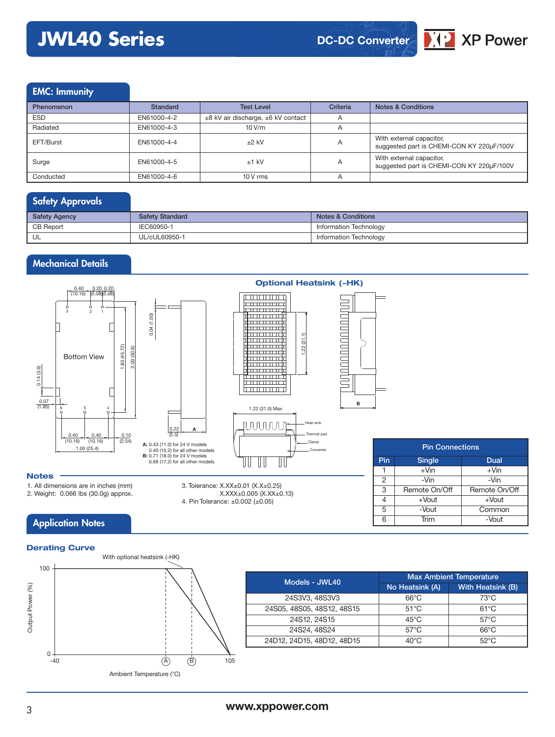# JWL40 Series

DC-DC Converter

## EMC: Immunity

| Phenomenon | Standard | Test Level | Criteria | Notes & Conditions |
|---|---|---|---|---|
| ESD | EN61000-4-2 | ±8 kV air discharge, ±6 kV contact | A | |
| Radiated | EN61000-4-3 | 10 V/m | A | |
| EFT/Burst | EN61000-4-4 | ±2 kV | A | With external capacitor, suggested part is CHEMI-CON KY 220μF/100V |
| Surge | EN61000-4-5 | ±1 kV | A | With external capacitor, suggested part is CHEMI-CON KY 220μF/100V |
| Conducted | EN61000-4-6 | 10 V rms | A | |

## Safety Approvals

| Safety Agency | Safety Standard | Notes & Conditions |
|---|---|---|
| CB Report | IEC60950-1 | Information Technology |
| UL | UL/cUL60950-1 | Information Technology |

## Mechanical Details

### Optional Heatsink (-HK)

A: 0.43 (11.0) for 24 V models
0.40 (10.2) for all other models
B: 0.71 (18.0) for 24 V models
0.68 (17.2) for all other models

| Pin Connections | | |
|---|---|---|
| Pin | Single | Dual |
| 1 | +Vin | +Vin |
| 2 | -Vin | -Vin |
| 3 | Remote On/Off | Remote On/Off |
| 4 | +Vout | +Vout |
| 5 | -Vout | Common |
| 6 | Trim | -Vout |

### Notes

1. All dimensions are in inches (mm)
2. Weight: 0.066 lbs (30.0g) approx.
3. Tolerance: X.XX±0.01 (X.X±0.25)
   X.XXX±0.005 (X.XX±0.13)
4. Pin Tolerance: ±0.002 (±0.05)

## Application Notes

### Derating Curve

| Models - JWL40 | Max Ambient Temperature | |
|---|---|---|
| | No Heatsink (A) | With Heatsink (B) |
| 24S3V3, 48S3V3 | 66°C | 73°C |
| 24S05, 48S05, 48S12, 48S15 | 51°C | 61°C |
| 24S12, 24S15 | 45°C | 57°C |
| 24S24, 48S24 | 57°C | 66°C |
| 24D12, 24D15, 48D12, 48D15 | 40°C | 52°C |

www.xppower.com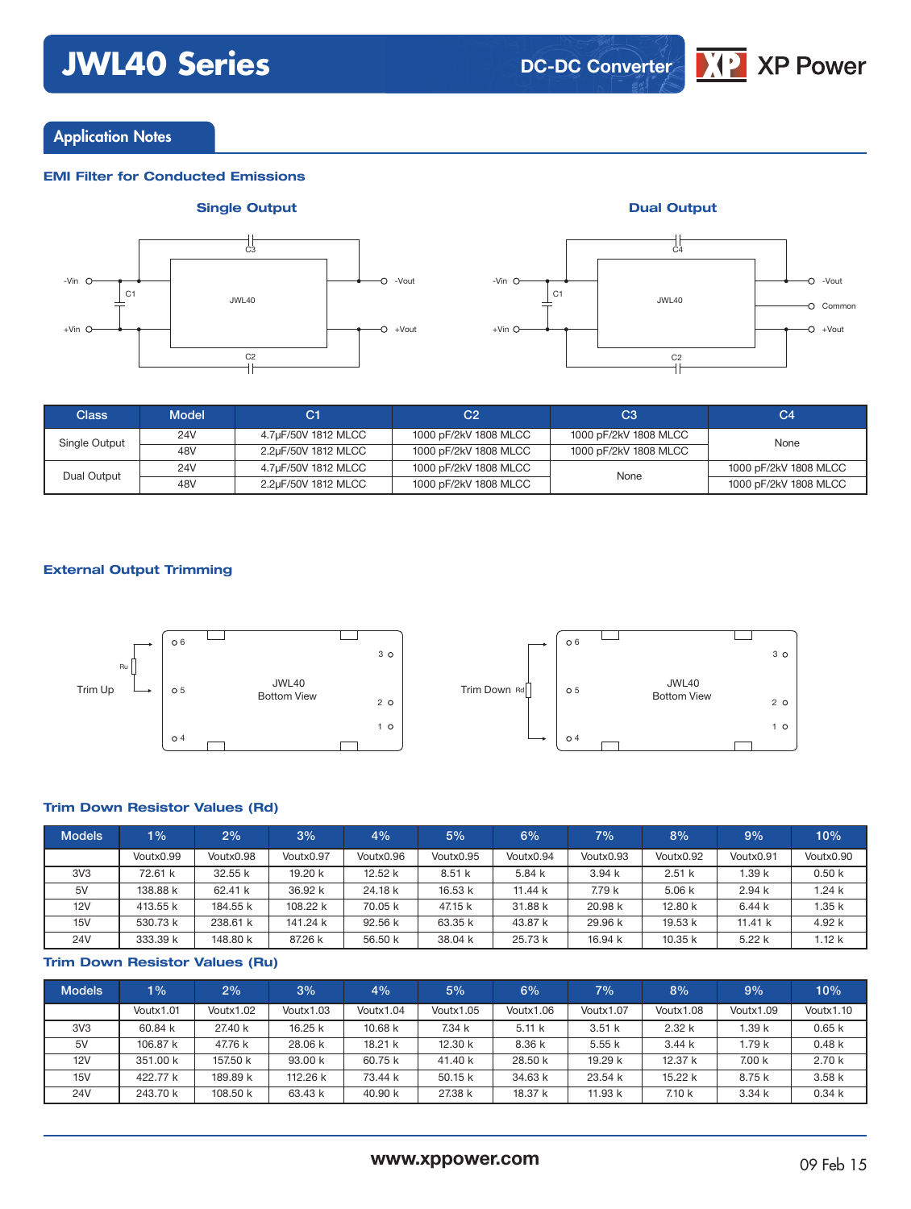# JWL40 Series

DC-DC Converter

## Application Notes

### EMI Filter for Conducted Emissions

Single Output

-Vin
+Vin
C1
C2
C3
JWL40
-Vout
+Vout

Dual Output

-Vin
+Vin
C1
C2
C4
JWL40
-Vout
Common
+Vout

| Class | Model | C1 | C2 | C3 | C4 |
|---|---|---|---|---|---|
| Single Output | 24V | 4.7µF/50V 1812 MLCC | 1000 pF/2kV 1808 MLCC | 1000 pF/2kV 1808 MLCC | None |
| | 48V | 2.2µF/50V 1812 MLCC | 1000 pF/2kV 1808 MLCC | 1000 pF/2kV 1808 MLCC | |
| Dual Output | 24V | 4.7µF/50V 1812 MLCC | 1000 pF/2kV 1808 MLCC | None | 1000 pF/2kV 1808 MLCC |
| | 48V | 2.2µF/50V 1812 MLCC | 1000 pF/2kV 1808 MLCC | | 1000 pF/2kV 1808 MLCC |

### External Output Trimming

Trim Up
Ru
JWL40
Bottom View
6 5 4 3 2 1

Trim Down
Rd
JWL40
Bottom View
6 5 4 3 2 1

### Trim Down Resistor Values (Rd)

| Models | 1% | 2% | 3% | 4% | 5% | 6% | 7% | 8% | 9% | 10% |
|---|---|---|---|---|---|---|---|---|---|---|
| | Voutx0.99 | Voutx0.98 | Voutx0.97 | Voutx0.96 | Voutx0.95 | Voutx0.94 | Voutx0.93 | Voutx0.92 | Voutx0.91 | Voutx0.90 |
| 3V3 | 72.61 k | 32.55 k | 19.20 k | 12.52 k | 8.51 k | 5.84 k | 3.94 k | 2.51 k | 1.39 k | 0.50 k |
| 5V | 138.88 k | 62.41 k | 36.92 k | 24.18 k | 16.53 k | 11.44 k | 7.79 k | 5.06 k | 2.94 k | 1.24 k |
| 12V | 413.55 k | 184.55 k | 108.22 k | 70.05 k | 47.15 k | 31.88 k | 20.98 k | 12.80 k | 6.44 k | 1.35 k |
| 15V | 530.73 k | 238.61 k | 141.24 k | 92.56 k | 63.35 k | 43.87 k | 29.96 k | 19.53 k | 11.41 k | 4.92 k |
| 24V | 333.39 k | 148.80 k | 87.26 k | 56.50 k | 38.04 k | 25.73 k | 16.94 k | 10.35 k | 5.22 k | 1.12 k |

### Trim Down Resistor Values (Ru)

| Models | 1% | 2% | 3% | 4% | 5% | 6% | 7% | 8% | 9% | 10% |
|---|---|---|---|---|---|---|---|---|---|---|
| | Voutx1.01 | Voutx1.02 | Voutx1.03 | Voutx1.04 | Voutx1.05 | Voutx1.06 | Voutx1.07 | Voutx1.08 | Voutx1.09 | Voutx1.10 |
| 3V3 | 60.84 k | 27.40 k | 16.25 k | 10.68 k | 7.34 k | 5.11 k | 3.51 k | 2.32 k | 1.39 k | 0.65 k |
| 5V | 106.87 k | 47.76 k | 28.06 k | 18.21 k | 12.30 k | 8.36 k | 5.55 k | 3.44 k | 1.79 k | 0.48 k |
| 12V | 351.00 k | 157.50 k | 93.00 k | 60.75 k | 41.40 k | 28.50 k | 19.29 k | 12.37 k | 7.00 k | 2.70 k |
| 15V | 422.77 k | 189.89 k | 112.26 k | 73.44 k | 50.15 k | 34.63 k | 23.54 k | 15.22 k | 8.75 k | 3.58 k |
| 24V | 243.70 k | 108.50 k | 63.43 k | 40.90 k | 27.38 k | 18.37 k | 11.93 k | 7.10 k | 3.34 k | 0.34 k |

www.xppower.com

09 Feb 15